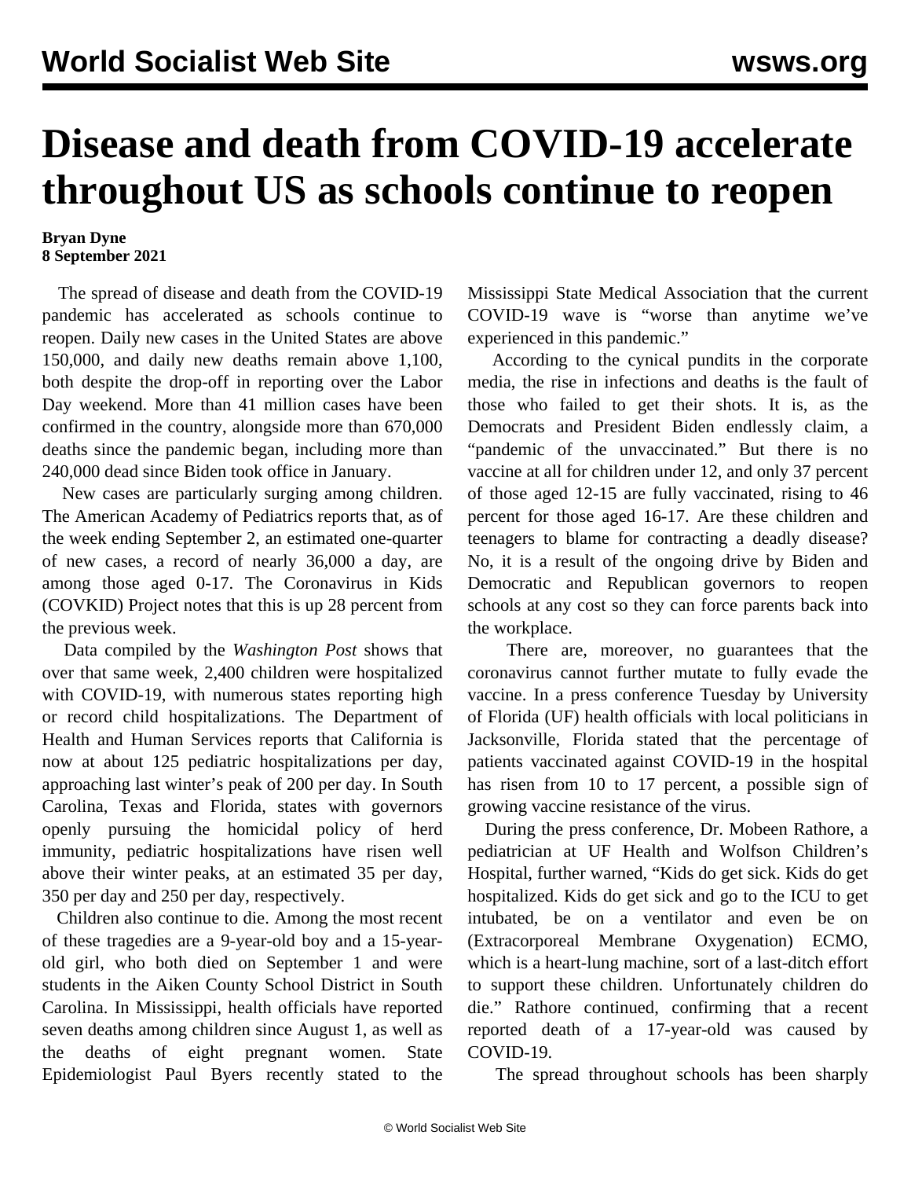# Disease and death from COVID-19 accelerate throughout US as schools continue to reopen

**Bryan Dyne**
**8 September 2021**

The spread of disease and death from the COVID-19 pandemic has accelerated as schools continue to reopen. Daily new cases in the United States are above 150,000, and daily new deaths remain above 1,100, both despite the drop-off in reporting over the Labor Day weekend. More than 41 million cases have been confirmed in the country, alongside more than 670,000 deaths since the pandemic began, including more than 240,000 dead since Biden took office in January.

New cases are particularly surging among children. The American Academy of Pediatrics reports that, as of the week ending September 2, an estimated one-quarter of new cases, a record of nearly 36,000 a day, are among those aged 0-17. The Coronavirus in Kids (COVKID) Project notes that this is up 28 percent from the previous week.

Data compiled by the *Washington Post* shows that over that same week, 2,400 children were hospitalized with COVID-19, with numerous states reporting high or record child hospitalizations. The Department of Health and Human Services reports that California is now at about 125 pediatric hospitalizations per day, approaching last winter's peak of 200 per day. In South Carolina, Texas and Florida, states with governors openly pursuing the homicidal policy of herd immunity, pediatric hospitalizations have risen well above their winter peaks, at an estimated 35 per day, 350 per day and 250 per day, respectively.

Children also continue to die. Among the most recent of these tragedies are a 9-year-old boy and a 15-year-old girl, who both died on September 1 and were students in the Aiken County School District in South Carolina. In Mississippi, health officials have reported seven deaths among children since August 1, as well as the deaths of eight pregnant women. State Epidemiologist Paul Byers recently stated to the Mississippi State Medical Association that the current COVID-19 wave is "worse than anytime we've experienced in this pandemic."

According to the cynical pundits in the corporate media, the rise in infections and deaths is the fault of those who failed to get their shots. It is, as the Democrats and President Biden endlessly claim, a "pandemic of the unvaccinated." But there is no vaccine at all for children under 12, and only 37 percent of those aged 12-15 are fully vaccinated, rising to 46 percent for those aged 16-17. Are these children and teenagers to blame for contracting a deadly disease? No, it is a result of the ongoing drive by Biden and Democratic and Republican governors to reopen schools at any cost so they can force parents back into the workplace.

There are, moreover, no guarantees that the coronavirus cannot further mutate to fully evade the vaccine. In a press conference Tuesday by University of Florida (UF) health officials with local politicians in Jacksonville, Florida stated that the percentage of patients vaccinated against COVID-19 in the hospital has risen from 10 to 17 percent, a possible sign of growing vaccine resistance of the virus.

During the press conference, Dr. Mobeen Rathore, a pediatrician at UF Health and Wolfson Children's Hospital, further warned, "Kids do get sick. Kids do get hospitalized. Kids do get sick and go to the ICU to get intubated, be on a ventilator and even be on (Extracorporeal Membrane Oxygenation) ECMO, which is a heart-lung machine, sort of a last-ditch effort to support these children. Unfortunately children do die." Rathore continued, confirming that a recent reported death of a 17-year-old was caused by COVID-19.

The spread throughout schools has been sharply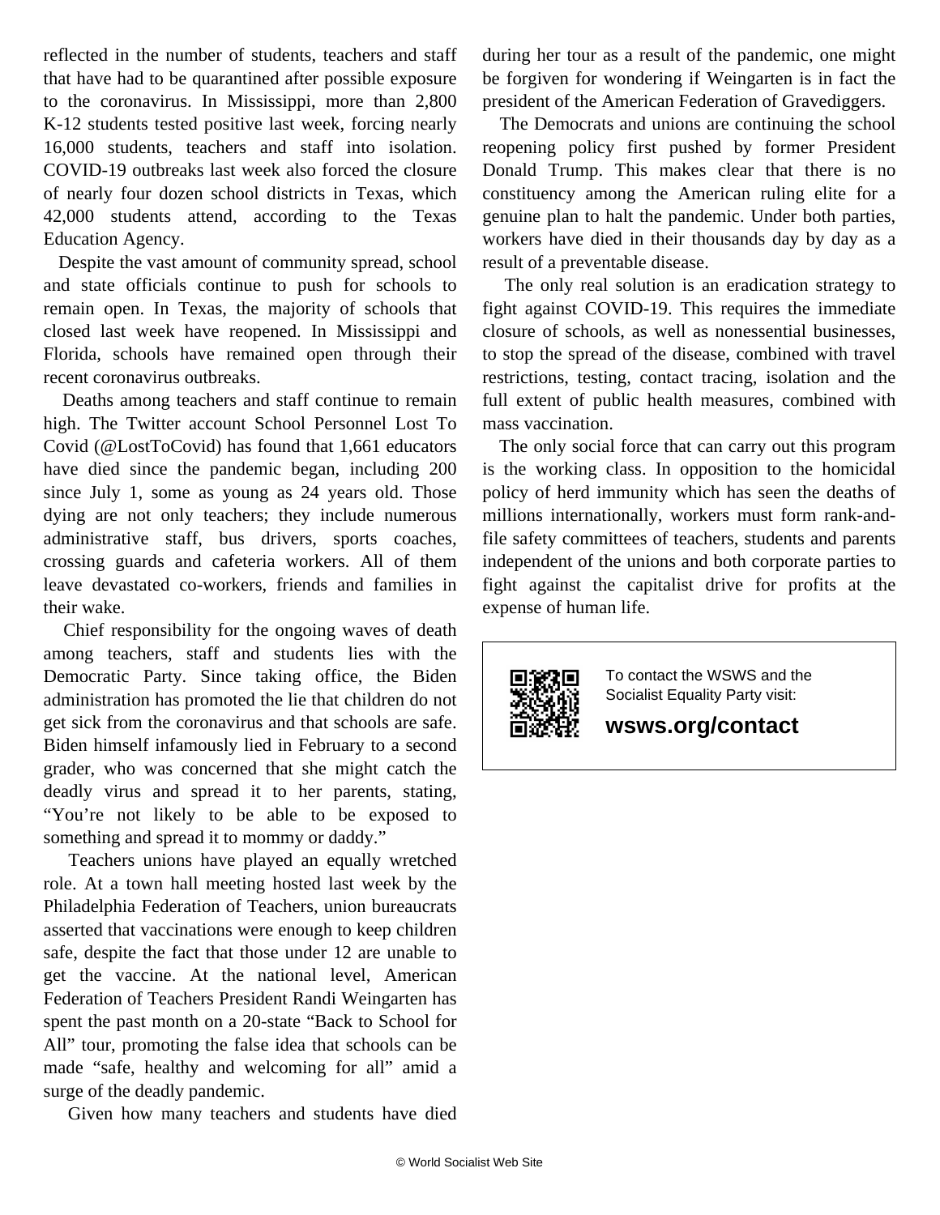reflected in the number of students, teachers and staff that have had to be quarantined after possible exposure to the coronavirus. In Mississippi, more than 2,800 K-12 students tested positive last week, forcing nearly 16,000 students, teachers and staff into isolation. COVID-19 outbreaks last week also forced the closure of nearly four dozen school districts in Texas, which 42,000 students attend, according to the Texas Education Agency.

Despite the vast amount of community spread, school and state officials continue to push for schools to remain open. In Texas, the majority of schools that closed last week have reopened. In Mississippi and Florida, schools have remained open through their recent coronavirus outbreaks.

Deaths among teachers and staff continue to remain high. The Twitter account School Personnel Lost To Covid (@LostToCovid) has found that 1,661 educators have died since the pandemic began, including 200 since July 1, some as young as 24 years old. Those dying are not only teachers; they include numerous administrative staff, bus drivers, sports coaches, crossing guards and cafeteria workers. All of them leave devastated co-workers, friends and families in their wake.

Chief responsibility for the ongoing waves of death among teachers, staff and students lies with the Democratic Party. Since taking office, the Biden administration has promoted the lie that children do not get sick from the coronavirus and that schools are safe. Biden himself infamously lied in February to a second grader, who was concerned that she might catch the deadly virus and spread it to her parents, stating, "You're not likely to be able to be exposed to something and spread it to mommy or daddy."

Teachers unions have played an equally wretched role. At a town hall meeting hosted last week by the Philadelphia Federation of Teachers, union bureaucrats asserted that vaccinations were enough to keep children safe, despite the fact that those under 12 are unable to get the vaccine. At the national level, American Federation of Teachers President Randi Weingarten has spent the past month on a 20-state "Back to School for All" tour, promoting the false idea that schools can be made "safe, healthy and welcoming for all" amid a surge of the deadly pandemic.

Given how many teachers and students have died during her tour as a result of the pandemic, one might be forgiven for wondering if Weingarten is in fact the president of the American Federation of Gravediggers.

The Democrats and unions are continuing the school reopening policy first pushed by former President Donald Trump. This makes clear that there is no constituency among the American ruling elite for a genuine plan to halt the pandemic. Under both parties, workers have died in their thousands day by day as a result of a preventable disease.

The only real solution is an eradication strategy to fight against COVID-19. This requires the immediate closure of schools, as well as nonessential businesses, to stop the spread of the disease, combined with travel restrictions, testing, contact tracing, isolation and the full extent of public health measures, combined with mass vaccination.

The only social force that can carry out this program is the working class. In opposition to the homicidal policy of herd immunity which has seen the deaths of millions internationally, workers must form rank-and-file safety committees of teachers, students and parents independent of the unions and both corporate parties to fight against the capitalist drive for profits at the expense of human life.

To contact the WSWS and the Socialist Equality Party visit:

**wsws.org/contact**